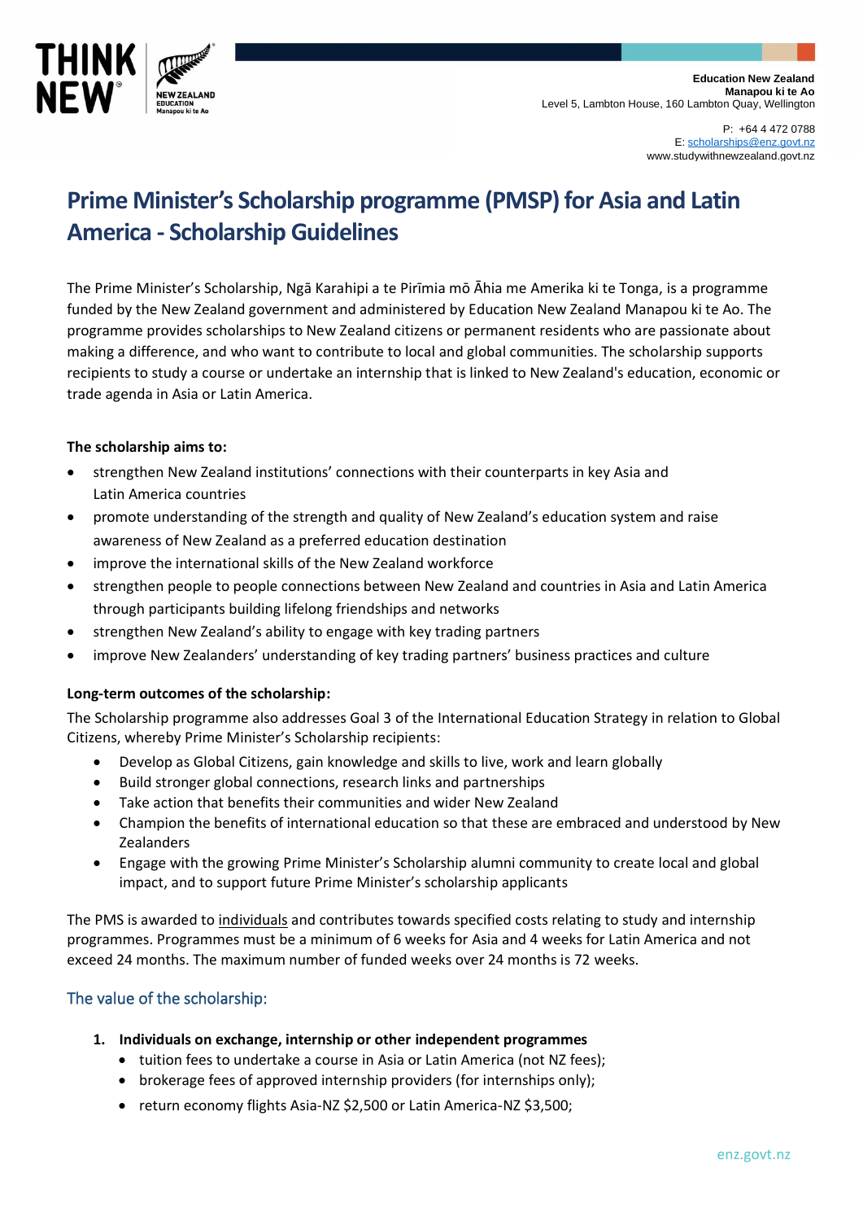Education New Zealand
Manapou ki te Ao
Level 5, Lambton House, 160 Lambton Quay, Wellington

P: +64 4 472 0788
E: scholarships@enz.govt.nz
www.studywithnewzealand.govt.nz

# Prime Minister's Scholarship programme (PMSP) for Asia and Latin America - Scholarship Guidelines

The Prime Minister's Scholarship, Ngā Karahipi a te Pirīmia mō Āhia me Amerika ki te Tonga, is a programme funded by the New Zealand government and administered by Education New Zealand Manapou ki te Ao. The programme provides scholarships to New Zealand citizens or permanent residents who are passionate about making a difference, and who want to contribute to local and global communities. The scholarship supports recipients to study a course or undertake an internship that is linked to New Zealand's education, economic or trade agenda in Asia or Latin America.

**The scholarship aims to:**

- strengthen New Zealand institutions' connections with their counterparts in key Asia and Latin America countries
- promote understanding of the strength and quality of New Zealand's education system and raise awareness of New Zealand as a preferred education destination
- improve the international skills of the New Zealand workforce
- strengthen people to people connections between New Zealand and countries in Asia and Latin America through participants building lifelong friendships and networks
- strengthen New Zealand's ability to engage with key trading partners
- improve New Zealanders' understanding of key trading partners' business practices and culture

**Long-term outcomes of the scholarship:**

The Scholarship programme also addresses Goal 3 of the International Education Strategy in relation to Global Citizens, whereby Prime Minister's Scholarship recipients:

- Develop as Global Citizens, gain knowledge and skills to live, work and learn globally
- Build stronger global connections, research links and partnerships
- Take action that benefits their communities and wider New Zealand
- Champion the benefits of international education so that these are embraced and understood by New Zealanders
- Engage with the growing Prime Minister's Scholarship alumni community to create local and global impact, and to support future Prime Minister's scholarship applicants

The PMS is awarded to individuals and contributes towards specified costs relating to study and internship programmes. Programmes must be a minimum of 6 weeks for Asia and 4 weeks for Latin America and not exceed 24 months. The maximum number of funded weeks over 24 months is 72 weeks.

## The value of the scholarship:

1. **Individuals on exchange, internship or other independent programmes**
   - tuition fees to undertake a course in Asia or Latin America (not NZ fees);
   - brokerage fees of approved internship providers (for internships only);
   - return economy flights Asia-NZ $2,500 or Latin America-NZ $3,500;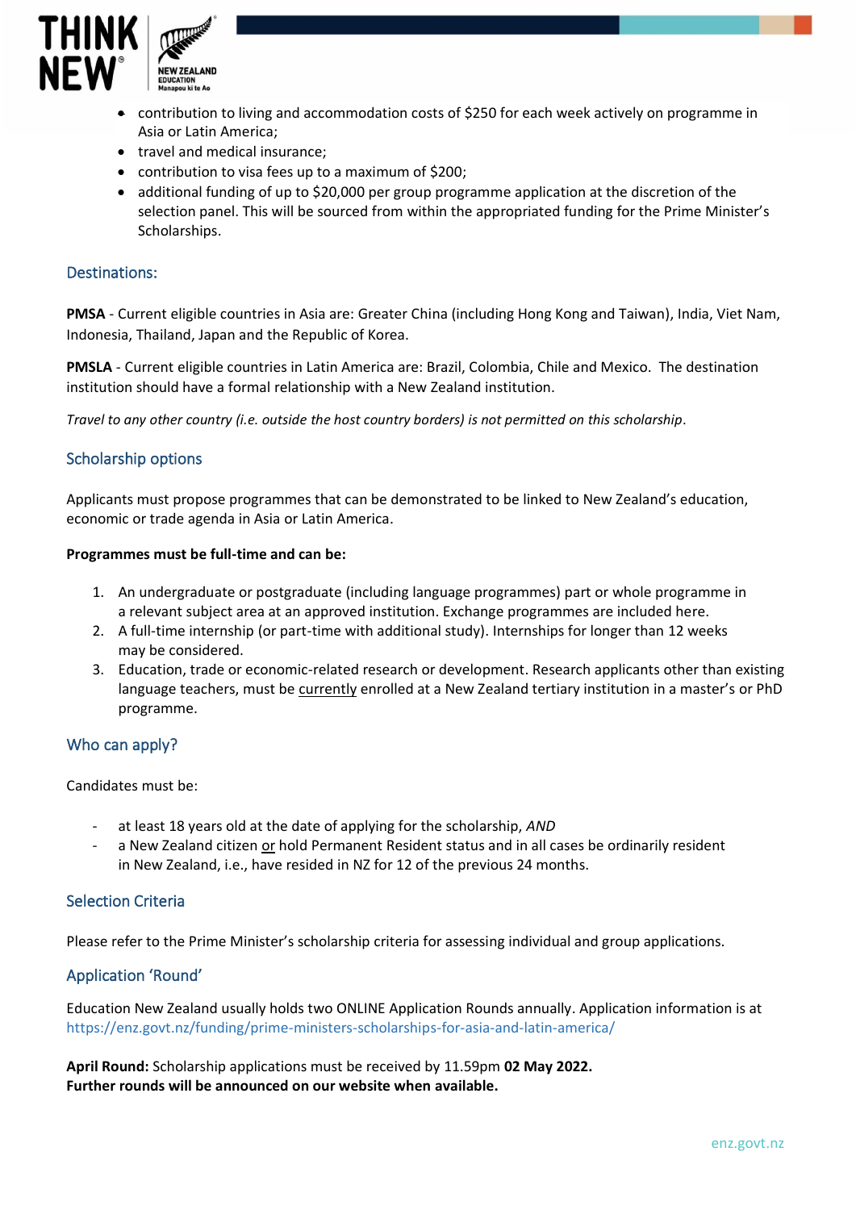- contribution to living and accommodation costs of $250 for each week actively on programme in Asia or Latin America;
- travel and medical insurance;
- contribution to visa fees up to a maximum of $200;
- additional funding of up to $20,000 per group programme application at the discretion of the selection panel. This will be sourced from within the appropriated funding for the Prime Minister's Scholarships.

## Destinations:

**PMSA** - Current eligible countries in Asia are: Greater China (including Hong Kong and Taiwan), India, Viet Nam, Indonesia, Thailand, Japan and the Republic of Korea.

**PMSLA** - Current eligible countries in Latin America are: Brazil, Colombia, Chile and Mexico. The destination institution should have a formal relationship with a New Zealand institution.

*Travel to any other country (i.e. outside the host country borders) is not permitted on this scholarship*.

## Scholarship options

Applicants must propose programmes that can be demonstrated to be linked to New Zealand's education, economic or trade agenda in Asia or Latin America.

**Programmes must be full-time and can be:**

1. An undergraduate or postgraduate (including language programmes) part or whole programme in a relevant subject area at an approved institution. Exchange programmes are included here.
2. A full-time internship (or part-time with additional study). Internships for longer than 12 weeks may be considered.
3. Education, trade or economic-related research or development. Research applicants other than existing language teachers, must be <u>currently</u> enrolled at a New Zealand tertiary institution in a master's or PhD programme.

## Who can apply?

Candidates must be:

- at least 18 years old at the date of applying for the scholarship, *AND*
- a New Zealand citizen <u>or</u> hold Permanent Resident status and in all cases be ordinarily resident in New Zealand, i.e., have resided in NZ for 12 of the previous 24 months.

## Selection Criteria

Please refer to the Prime Minister's scholarship criteria for assessing individual and group applications.

## Application 'Round'

Education New Zealand usually holds two ONLINE Application Rounds annually. Application information is at https://enz.govt.nz/funding/prime-ministers-scholarships-for-asia-and-latin-america/

**April Round:** Scholarship applications must be received by 11.59pm **02 May 2022.**
**Further rounds will be announced on our website when available.**